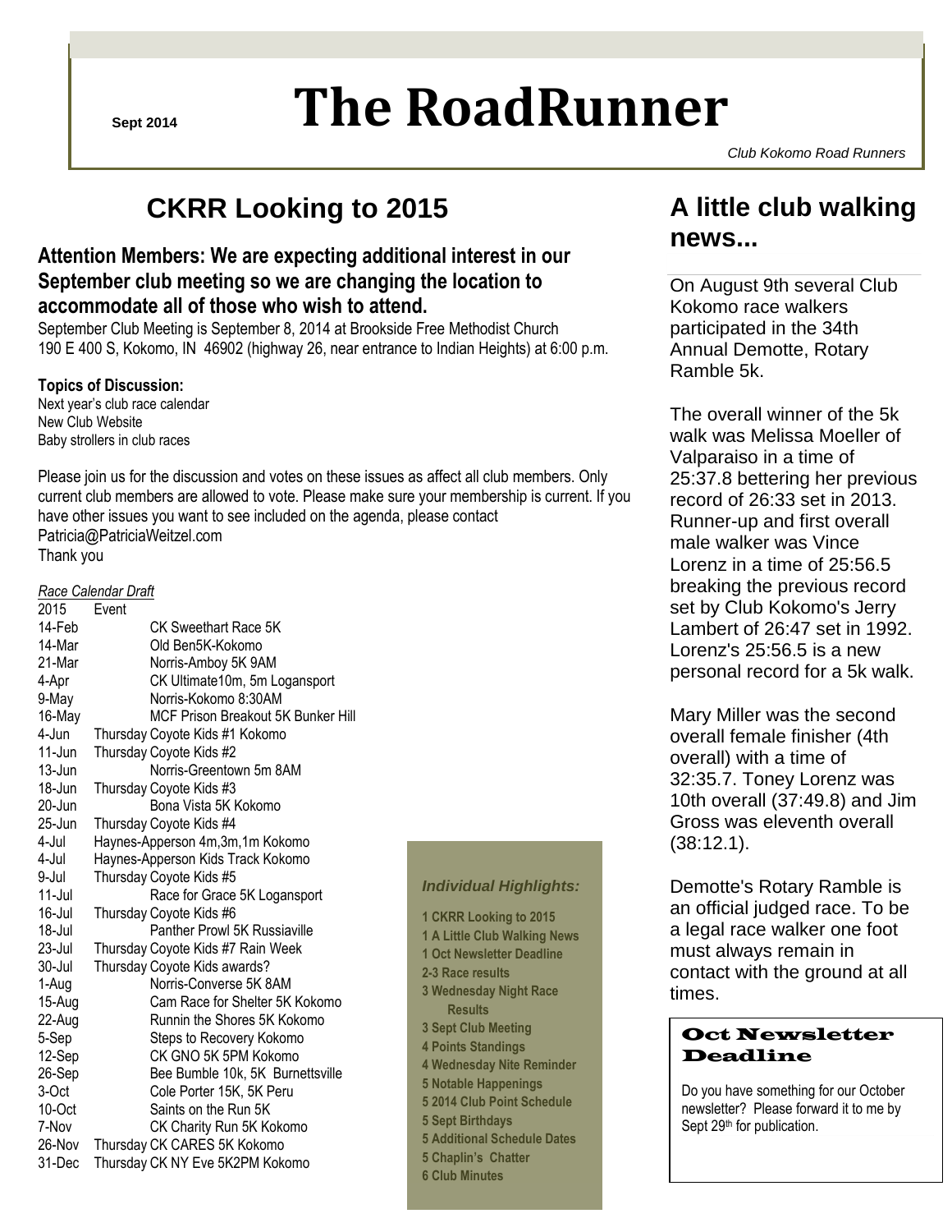Sept 2014

# The RoadRunner

*Club Kokomo Road Runners*

## CKRR Looking to 2015

### Attention Members: We are expecting additional interest in our September club meeting so we are changing the location to accommodate all of those who wish to attend.

September Club Meeting is September 8, 2014 at Brookside Free Methodist Church
190 E 400 S, Kokomo, IN 46902 (highway 26, near entrance to Indian Heights) at 6:00 p.m.

**Topics of Discussion:**
Next year's club race calendar
New Club Website
Baby strollers in club races

Please join us for the discussion and votes on these issues as affect all club members. Only current club members are allowed to vote. Please make sure your membership is current. If you have other issues you want to see included on the agenda, please contact Patricia@PatriciaWeitzel.com
Thank you

*Race Calendar Draft*

| 2015 | Event |
|---|---|
| 14-Feb | CK Sweethart Race 5K |
| 14-Mar | Old Ben5K-Kokomo |
| 21-Mar | Norris-Amboy 5K 9AM |
| 4-Apr | CK Ultimate10m, 5m Logansport |
| 9-May | Norris-Kokomo 8:30AM |
| 16-May | MCF Prison Breakout 5K Bunker Hill |
| 4-Jun | Thursday Coyote Kids #1 Kokomo |
| 11-Jun | Thursday Coyote Kids #2 |
| 13-Jun | Norris-Greentown 5m 8AM |
| 18-Jun | Thursday Coyote Kids #3 |
| 20-Jun | Bona Vista 5K Kokomo |
| 25-Jun | Thursday Coyote Kids #4 |
| 4-Jul | Haynes-Apperson 4m,3m,1m Kokomo |
| 4-Jul | Haynes-Apperson Kids Track Kokomo |
| 9-Jul | Thursday Coyote Kids #5 |
| 11-Jul | Race for Grace 5K Logansport |
| 16-Jul | Thursday Coyote Kids #6 |
| 18-Jul | Panther Prowl 5K Russiaville |
| 23-Jul | Thursday Coyote Kids #7 Rain Week |
| 30-Jul | Thursday Coyote Kids awards? |
| 1-Aug | Norris-Converse 5K 8AM |
| 15-Aug | Cam Race for Shelter 5K Kokomo |
| 22-Aug | Runnin the Shores 5K Kokomo |
| 5-Sep | Steps to Recovery Kokomo |
| 12-Sep | CK GNO 5K 5PM Kokomo |
| 26-Sep | Bee Bumble 10k, 5K Burnettsville |
| 3-Oct | Cole Porter 15K, 5K Peru |
| 10-Oct | Saints on the Run 5K |
| 7-Nov | CK Charity Run 5K Kokomo |
| 26-Nov | Thursday CK CARES 5K Kokomo |
| 31-Dec | Thursday CK NY Eve 5K2PM Kokomo |

*Individual Highlights:*

**1 CKRR Looking to 2015**
**1 A Little Club Walking News**
**1 Oct Newsletter Deadline**
**2-3 Race results**
**3 Wednesday Night Race Results**
**3 Sept Club Meeting**
**4 Points Standings**
**4 Wednesday Nite Reminder**
**5 Notable Happenings**
**5 2014 Club Point Schedule**
**5 Sept Birthdays**
**5 Additional Schedule Dates**
**5 Chaplin's Chatter**
**6 Club Minutes**

## A little club walking news...

On August 9th several Club Kokomo race walkers participated in the 34th Annual Demotte, Rotary Ramble 5k.

The overall winner of the 5k walk was Melissa Moeller of Valparaiso in a time of 25:37.8 bettering her previous record of 26:33 set in 2013. Runner-up and first overall male walker was Vince Lorenz in a time of 25:56.5 breaking the previous record set by Club Kokomo's Jerry Lambert of 26:47 set in 1992. Lorenz's 25:56.5 is a new personal record for a 5k walk.

Mary Miller was the second overall female finisher (4th overall) with a time of 32:35.7. Toney Lorenz was 10th overall (37:49.8) and Jim Gross was eleventh overall (38:12.1).

Demotte's Rotary Ramble is an official judged race. To be a legal race walker one foot must always remain in contact with the ground at all times.

### Oct Newsletter Deadline

Do you have something for our October newsletter? Please forward it to me by Sept 29th for publication.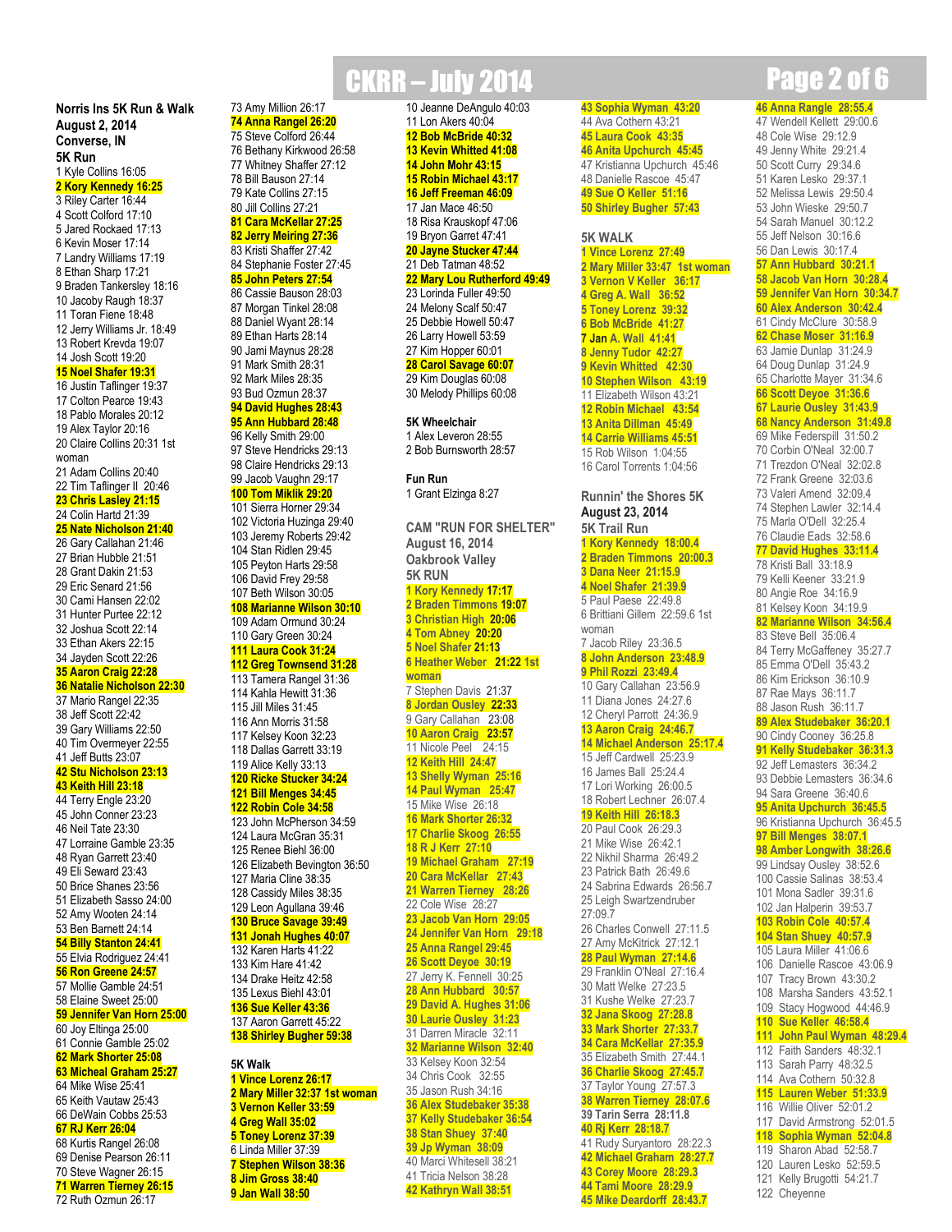## Norris Ins 5K Run & Walk
**August 2, 2014**
**Converse, IN**

### 5K Run

1 Kyle Collins 16:05
**2 Kory Kennedy 16:25**
3 Riley Carter 16:44
4 Scott Colford 17:10
5 Jared Rockaed 17:13
6 Kevin Moser 17:14
7 Landry Williams 17:19
8 Ethan Sharp 17:21
9 Braden Tankersley 18:16
10 Jacoby Raugh 18:37
11 Toran Fiene 18:48
12 Jerry Williams Jr. 18:49
13 Robert Krevda 19:07
14 Josh Scott 19:20
**15 Noel Shafer 19:31**
16 Justin Taflinger 19:37
17 Colton Pearce 19:43
18 Pablo Morales 20:12
19 Alex Taylor 20:16
20 Claire Collins 20:31 1st woman
21 Adam Collins 20:40
22 Tim Taflinger II 20:46
**23 Chris Lasley 21:15**
24 Colin Hartd 21:39
**25 Nate Nicholson 21:40**
26 Gary Callahan 21:46
27 Brian Hubble 21:51
28 Grant Dakin 21:53
29 Eric Senard 21:56
30 Cami Hansen 22:02
31 Hunter Purtee 22:12
32 Joshua Scott 22:14
33 Ethan Akers 22:15
34 Jayden Scott 22:26
**35 Aaron Craig 22:28**
**36 Natalie Nicholson 22:30**
37 Mario Rangel 22:35
38 Jeff Scott 22:42
39 Gary Williams 22:50
40 Tim Overmeyer 22:55
41 Jeff Butts 23:07
**42 Stu Nicholson 23:13**
**43 Keith Hill 23:18**
44 Terry Engle 23:20
45 John Conner 23:23
46 Neil Tate 23:30
47 Lorraine Gamble 23:35
48 Ryan Garrett 23:40
49 Eli Seward 23:43
50 Brice Shanes 23:56
51 Elizabeth Sasso 24:00
52 Amy Wooten 24:14
53 Ben Barnett 24:14
**54 Billy Stanton 24:41**
55 Elvia Rodriguez 24:41
**56 Ron Greene 24:57**
57 Mollie Gamble 24:51
58 Elaine Sweet 25:00
**59 Jennifer Van Horn 25:00**
60 Joy Eltinga 25:00
61 Connie Gamble 25:02
**62 Mark Shorter 25:08**
**63 Micheal Graham 25:27**
64 Mike Wise 25:41
65 Keith Vautaw 25:43
66 DeWain Cobbs 25:53
**67 RJ Kerr 26:04**
68 Kurtis Rangel 26:08
69 Denise Pearson 26:11
70 Steve Wagner 26:15
**71 Warren Tierney 26:15**
72 Ruth Ozmun 26:17
73 Amy Million 26:17
**74 Anna Rangel 26:20**
75 Steve Colford 26:44
76 Bethany Kirkwood 26:58
77 Whitney Shaffer 27:12
78 Bill Bauson 27:14
79 Kate Collins 27:15
80 Jill Collins 27:21
**81 Cara McKellar 27:25**
**82 Jerry Meiring 27:36**
83 Kristi Shaffer 27:42
84 Stephanie Foster 27:45
**85 John Peters 27:54**
86 Cassie Bauson 28:03
87 Morgan Tinkel 28:08
88 Daniel Wyant 28:14
89 Ethan Harts 28:14
90 Jami Maynus 28:28
91 Mark Smith 28:31
92 Mark Miles 28:35
93 Bud Ozmun 28:37
**94 David Hughes 28:43**
**95 Ann Hubbard 28:48**
96 Kelly Smith 29:00
97 Steve Hendricks 29:13
98 Claire Hendricks 29:13
99 Jacob Vaughn 29:17
**100 Tom Miklik 29:20**
101 Sierra Horner 29:34
102 Victoria Huzinga 29:40
103 Jeremy Roberts 29:42
104 Stan Ridlen 29:45
105 Peyton Harts 29:58
106 David Frey 29:58
107 Beth Wilson 30:05
**108 Marianne Wilson 30:10**
109 Adam Ormund 30:24
110 Gary Green 30:24
**111 Laura Cook 31:24**
**112 Greg Townsend 31:28**
113 Tamera Rangel 31:36
114 Kahla Hewitt 31:36
115 Jill Miles 31:45
116 Ann Morris 31:58
117 Kelsey Koon 32:23
118 Dallas Garrett 33:19
119 Alice Kelly 33:13
**120 Ricke Stucker 34:24**
**121 Bill Menges 34:45**
**122 Robin Cole 34:58**
123 John McPherson 34:59
124 Laura McGran 35:31
125 Renee Biehl 36:00
126 Elizabeth Bevington 36:50
127 Maria Cline 38:35
128 Cassidy Miles 38:35
129 Leon Agullana 39:46
**130 Bruce Savage 39:49**
**131 Jonah Hughes 40:07**
132 Karen Harts 41:22
133 Kim Hare 41:42
134 Drake Heitz 42:58
135 Lexus Biehl 43:01
**136 Sue Keller 43:36**
137 Aaron Garrett 45:22
**138 Shirley Bugher 59:38**

### 5K Walk

**1 Vince Lorenz 26:17**
**2 Mary Miller 32:37 1st woman**
**3 Vernon Keller 33:59**
**4 Greg Wall 35:02**
**5 Toney Lorenz 37:39**
6 Linda Miller 37:39
**7 Stephen Wilson 38:36**
**8 Jim Gross 38:40**
**9 Jan Wall 38:50**
10 Jeanne DeAngulo 40:03
11 Lon Akers 40:04
**12 Bob McBride 40:32**
**13 Kevin Whitted 41:08**
**14 John Mohr 43:15**
**15 Robin Michael 43:17**
**16 Jeff Freeman 46:09**
17 Jan Mace 46:50
18 Risa Krauskopf 47:06
19 Bryon Garret 47:41
**20 Jayne Stucker 47:44**
21 Deb Tatman 48:52
**22 Mary Lou Rutherford 49:49**
23 Lorinda Fuller 49:50
24 Melony Scalf 50:47
25 Debbie Howell 50:47
26 Larry Howell 53:59
27 Kim Hopper 60:01
**28 Carol Savage 60:07**
29 Kim Douglas 60:08
30 Melody Phillips 60:08

### 5K Wheelchair

1 Alex Leveron 28:55
2 Bob Burnsworth 28:57

### Fun Run

1 Grant Elzinga 8:27

## CAM "RUN FOR SHELTER"
**August 16, 2014**
**Oakbrook Valley**

### 5K RUN

**1 Kory Kennedy 17:17**
**2 Braden Timmons 19:07**
**3 Christian High 20:06**
**4 Tom Abney 20:20**
**5 Noel Shafer 21:13**
**6 Heather Weber 21:22 1st woman**
7 Stephen Davis 21:37
**8 Jordan Ousley 22:33**
9 Gary Callahan 23:08
**10 Aaron Craig 23:57**
11 Nicole Peel 24:15
**12 Keith Hill 24:47**
**13 Shelly Wyman 25:16**
**14 Paul Wyman 25:47**
15 Mike Wise 26:18
**16 Mark Shorter 26:32**
**17 Charlie Skoog 26:55**
**18 R J Kerr 27:10**
**19 Michael Graham 27:19**
**20 Cara McKellar 27:43**
**21 Warren Tierney 28:26**
22 Cole Wise 28:27
**23 Jacob Van Horn 29:05**
**24 Jennifer Van Horn 29:18**
**25 Anna Rangel 29:45**
**26 Scott Deyoe 30:19**
27 Jerry K. Fennell 30:25
**28 Ann Hubbard 30:57**
**29 David A. Hughes 31:06**
**30 Laurie Ousley 31:23**
31 Darren Miracle 32:11
**32 Marianne Wilson 32:40**
33 Kelsey Koon 32:54
34 Chris Cook 32:55
35 Jason Rush 34:16
**36 Alex Studebaker 35:38**
**37 Kelly Studebaker 36:54**
**38 Stan Shuey 37:40**
**39 Jp Wyman 38:09**
40 Marci Whitesell 38:21
41 Tricia Nelson 38:28
**42 Kathryn Wall 38:51**
**43 Sophia Wyman 43:20**
44 Ava Cothern 43:21
**45 Laura Cook 43:35**
**46 Anita Upchurch 45:45**
47 Kristianna Upchurch 45:46
48 Danielle Rascoe 45:47
**49 Sue O Keller 51:16**
**50 Shirley Bugher 57:43**

### 5K WALK

**1 Vince Lorenz 27:49**
**2 Mary Miller 33:47 1st woman**
**3 Vernon V Keller 36:17**
**4 Greg A. Wall 36:52**
**5 Toney Lorenz 39:32**
**6 Bob McBride 41:27**
**7 Jan A. Wall 41:41**
**8 Jenny Tudor 42:27**
**9 Kevin Whitted 42:30**
**10 Stephen Wilson 43:19**
11 Elizabeth Wilson 43:21
**12 Robin Michael 43:54**
**13 Anita Dillman 45:49**
**14 Carrie Williams 45:51**
15 Rob Wilson 1:04:55
16 Carol Torrents 1:04:56

## Runnin' the Shores 5K
**August 23, 2014**

### 5K Trail Run

**1 Kory Kennedy 18:00.4**
**2 Braden Timmons 20:00.3**
**3 Dana Neer 21:15.9**
**4 Noel Shafer 21:39.9**
5 Paul Paese 22:49.8
6 Brittiani Gillem 22:59.6 1st woman
7 Jacob Riley 23:36.5
**8 John Anderson 23:48.9**
**9 Phil Rozzi 23:49.4**
10 Gary Callahan 23:56.9
11 Diana Jones 24:27.6
12 Cheryl Parrott 24:36.9
**13 Aaron Craig 24:46.7**
**14 Michael Anderson 25:17.4**
15 Jeff Cardwell 25:23.9
16 James Ball 25:24.4
17 Lori Working 26:00.5
18 Robert Lechner 26:07.4
**19 Keith Hill 26:18.3**
20 Paul Cook 26:29.3
21 Mike Wise 26:42.1
22 Nikhil Sharma 26:49.2
23 Patrick Bath 26:49.6
24 Sabrina Edwards 26:56.7
25 Leigh Swartzendruber 27:09.7
26 Charles Conwell 27:11.5
27 Amy McKitrick 27:12.1
**28 Paul Wyman 27:14.6**
29 Franklin O'Neal 27:16.4
30 Matt Welke 27:23.5
31 Kushe Welke 27:23.7
**32 Jana Skoog 27:28.8**
**33 Mark Shorter 27:33.7**
**34 Cara McKellar 27:35.9**
35 Elizabeth Smith 27:44.1
**36 Charlie Skoog 27:45.7**
37 Taylor Young 27:57.3
**38 Warren Tierney 28:07.6**
**39 Tarin Serra 28:11.8**
**40 Rj Kerr 28:18.7**
41 Rudy Suryantoro 28:22.3
**42 Michael Graham 28:27.7**
**43 Corey Moore 28:29.3**
**44 Tami Moore 28:29.9**
**45 Mike Deardorff 28:43.7**
**46 Anna Rangle 28:55.4**
47 Wendell Kellett 29:00.6
48 Cole Wise 29:12.9
49 Jenny White 29:21.4
50 Scott Curry 29:34.6
51 Karen Lesko 29:37.1
52 Melissa Lewis 29:50.4
53 John Wieske 29:50.7
54 Sarah Manuel 30:12.2
55 Jeff Nelson 30:16.6
56 Dan Lewis 30:17.4
**57 Ann Hubbard 30:21.1**
**58 Jacob Van Horn 30:28.4**
**59 Jennifer Van Horn 30:34.7**
**60 Alex Anderson 30:42.4**
61 Cindy McClure 30:58.9
**62 Chase Moser 31:16.9**
63 Jamie Dunlap 31:24.9
64 Doug Dunlap 31:24.9
65 Charlotte Mayer 31:34.6
**66 Scott Deyoe 31:36.6**
**67 Laurie Ousley 31:43.9**
**68 Nancy Anderson 31:49.8**
69 Mike Federspill 31:50.2
70 Corbin O'Neal 32:00.7
71 Trezdon O'Neal 32:02.8
72 Frank Greene 32:03.6
73 Valeri Amend 32:09.4
74 Stephen Lawler 32:14.4
75 Marla O'Dell 32:25.4
76 Claudie Eads 32:58.6
**77 David Hughes 33:11.4**
78 Kristi Ball 33:18.9
79 Kelli Keener 33:21.9
80 Angie Roe 34:16.9
81 Kelsey Koon 34:19.9
**82 Marianne Wilson 34:56.4**
83 Steve Bell 35:06.4
84 Terry McGaffeney 35:27.7
85 Emma O'Dell 35:43.2
86 Kim Erickson 36:10.9
87 Rae Mays 36:11.7
88 Jason Rush 36:11.7
**89 Alex Studebaker 36:20.1**
90 Cindy Cooney 36:25.8
**91 Kelly Studebaker 36:31.3**
92 Jeff Lemasters 36:34.2
93 Debbie Lemasters 36:34.6
94 Sara Greene 36:40.6
**95 Anita Upchurch 36:45.5**
96 Kristianna Upchurch 36:45.5
**97 Bill Menges 38:07.1**
**98 Amber Longwith 38:26.6**
99 Lindsay Ousley 38:52.6
100 Cassie Salinas 38:53.4
101 Mona Sadler 39:31.6
102 Jan Halperin 39:53.7
**103 Robin Cole 40:57.4**
**104 Stan Shuey 40:57.9**
105 Laura Miller 41:06.6
106 Danielle Rascoe 43:06.9
107 Tracy Brown 43:30.2
108 Marsha Sanders 43:52.1
109 Stacy Hogwood 44:46.9
**110 Sue Keller 46:58.4**
**111 John Paul Wyman 48:29.4**
112 Faith Sanders 48:32.1
113 Sarah Parry 48:32.5
114 Ava Cothern 50:32.8
**115 Lauren Weber 51:33.9**
116 Willie Oliver 52:01.2
117 David Armstrong 52:01.5
**118 Sophia Wyman 52:04.8**
119 Sharon Abad 52:58.7
120 Lauren Lesko 52:59.5
121 Kelly Brugotti 54:21.7
122 Cheyenne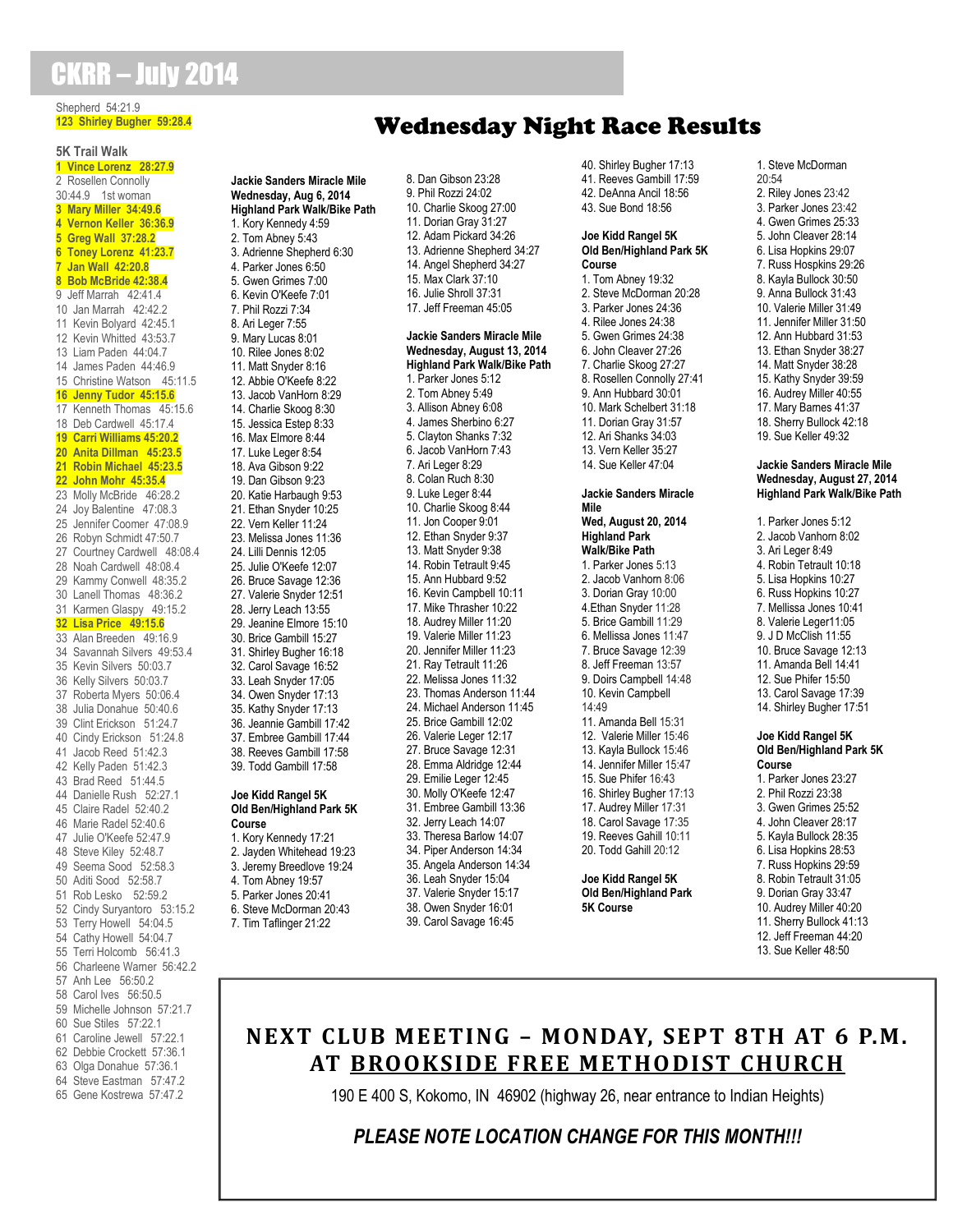# CKRR – July 2014

Shepherd 54:21.9
**123 Shirley Bugher 59:28.4**

## Wednesday Night Race Results

### 5K Trail Walk

**1 Vince Lorenz 28:27.9**
2 Rosellen Connolly 30:44.9 1st woman
**3 Mary Miller 34:49.6**
**4 Vernon Keller 36:36.9**
**5 Greg Wall 37:28.2**
**6 Toney Lorenz 41:23.7**
**7 Jan Wall 42:20.8**
**8 Bob McBride 42:38.4**
9 Jeff Marrah 42:41.4
10 Jan Marrah 42:42.2
11 Kevin Bolyard 42:45.1
12 Kevin Whitted 43:53.7
13 Liam Paden 44:04.7
14 James Paden 44:46.9
15 Christine Watson 45:11.5
**16 Jenny Tudor 45:15.6**
17 Kenneth Thomas 45:15.6
18 Deb Cardwell 45:17.4
**19 Carri Williams 45:20.2**
**20 Anita Dillman 45:23.5**
**21 Robin Michael 45:23.5**
**22 John Mohr 45:35.4**
23 Molly McBride 46:28.2
24 Joy Balentine 47:08.3
25 Jennifer Coomer 47:08.9
26 Robyn Schmidt 47:50.7
27 Courtney Cardwell 48:08.4
28 Noah Cardwell 48:08.4
29 Kammy Conwell 48:35.2
30 Lanell Thomas 48:36.2
31 Karmen Glaspy 49:15.2
**32 Lisa Price 49:15.6**
33 Alan Breeden 49:16.9
34 Savannah Silvers 49:53.4
35 Kevin Silvers 50:03.7
36 Kelly Silvers 50:03.7
37 Roberta Myers 50:06.4
38 Julia Donahue 50:40.6
39 Clint Erickson 51:24.7
40 Cindy Erickson 51:24.8
41 Jacob Reed 51:42.3
42 Kelly Paden 51:42.3
43 Brad Reed 51:44.5
44 Danielle Rush 52:27.1
45 Claire Radel 52:40.2
46 Marie Radel 52:40.6
47 Julie O'Keefe 52:47.9
48 Steve Kiley 52:48.7
49 Seema Sood 52:58.3
50 Aditi Sood 52:58.7
51 Rob Lesko 52:59.2
52 Cindy Suryantoro 53:15.2
53 Terry Howell 54:04.5
54 Cathy Howell 54:04.7
55 Terri Holcomb 56:41.3
56 Charleene Warner 56:42.2
57 Anh Lee 56:50.2
58 Carol Ives 56:50.5
59 Michelle Johnson 57:21.7
60 Sue Stiles 57:22.1
61 Caroline Jewell 57:22.1
62 Debbie Crockett 57:36.1
63 Olga Donahue 57:36.1
64 Steve Eastman 57:47.2
65 Gene Kostrewa 57:47.2

**Jackie Sanders Miracle Mile**
**Wednesday, Aug 6, 2014**
**Highland Park Walk/Bike Path**

1. Kory Kennedy 4:59
2. Tom Abney 5:43
3. Adrienne Shepherd 6:30
4. Parker Jones 6:50
5. Gwen Grimes 7:00
6. Kevin O'Keefe 7:01
7. Phil Rozzi 7:34
8. Ari Leger 7:55
9. Mary Lucas 8:01
10. Rilee Jones 8:02
11. Matt Snyder 8:16
12. Abbie O'Keefe 8:22
13. Jacob VanHorn 8:29
14. Charlie Skoog 8:30
15. Jessica Estep 8:33
16. Max Elmore 8:44
17. Luke Leger 8:54
18. Ava Gibson 9:22
19. Dan Gibson 9:23
20. Katie Harbaugh 9:53
21. Ethan Snyder 10:25
22. Vern Keller 11:24
23. Melissa Jones 11:36
24. Lilli Dennis 12:05
25. Julie O'Keefe 12:07
26. Bruce Savage 12:36
27. Valerie Snyder 12:51
28. Jerry Leach 13:55
29. Jeanine Elmore 15:10
30. Brice Gambill 15:27
31. Shirley Bugher 16:18
32. Carol Savage 16:52
33. Leah Snyder 17:05
34. Owen Snyder 17:13
35. Kathy Snyder 17:13
36. Jeannie Gambill 17:42
37. Embree Gambill 17:44
38. Reeves Gambill 17:58
39. Todd Gambill 17:58

**Joe Kidd Rangel 5K**
**Old Ben/Highland Park 5K Course**

1. Kory Kennedy 17:21
2. Jayden Whitehead 19:23
3. Jeremy Breedlove 19:24
4. Tom Abney 19:57
5. Parker Jones 20:41
6. Steve McDorman 20:43
7. Tim Taflinger 21:22
8. Dan Gibson 23:28
9. Phil Rozzi 24:02
10. Charlie Skoog 27:00
11. Dorian Gray 31:27
12. Adam Pickard 34:26
13. Adrienne Shepherd 34:27
14. Angel Shepherd 34:27
15. Max Clark 37:10
16. Julie Shroll 37:31
17. Jeff Freeman 45:05

**Jackie Sanders Miracle Mile**
**Wednesday, August 13, 2014**
**Highland Park Walk/Bike Path**

1. Parker Jones 5:12
2. Tom Abney 5:49
3. Allison Abney 6:08
4. James Sherbino 6:27
5. Clayton Shanks 7:32
6. Jacob VanHorn 7:43
7. Ari Leger 8:29
8. Colan Ruch 8:30
9. Luke Leger 8:44
10. Charlie Skoog 8:44
11. Jon Cooper 9:01
12. Ethan Snyder 9:37
13. Matt Snyder 9:38
14. Robin Tetrault 9:45
15. Ann Hubbard 9:52
16. Kevin Campbell 10:11
17. Mike Thrasher 10:22
18. Audrey Miller 11:20
19. Valerie Miller 11:23
20. Jennifer Miller 11:23
21. Ray Tetrault 11:26
22. Melissa Jones 11:32
23. Thomas Anderson 11:44
24. Michael Anderson 11:45
25. Brice Gambill 12:02
26. Valerie Leger 12:17
27. Bruce Savage 12:31
28. Emma Aldridge 12:44
29. Emilie Leger 12:45
30. Molly O'Keefe 12:47
31. Embree Gambill 13:36
32. Jerry Leach 14:07
33. Theresa Barlow 14:07
34. Piper Anderson 14:34
35. Angela Anderson 14:34
36. Leah Snyder 15:04
37. Valerie Snyder 15:17
38. Owen Snyder 16:01
39. Carol Savage 16:45
40. Shirley Bugher 17:13
41. Reeves Gambill 17:59
42. DeAnna Ancil 18:56
43. Sue Bond 18:56

**Joe Kidd Rangel 5K**
**Old Ben/Highland Park 5K Course**

1. Tom Abney 19:32
2. Steve McDorman 20:28
3. Parker Jones 24:36
4. Rilee Jones 24:38
5. Gwen Grimes 24:38
6. John Cleaver 27:26
7. Charlie Skoog 27:27
8. Rosellen Connolly 27:41
9. Ann Hubbard 30:01
10. Mark Schelbert 31:18
11. Dorian Gray 31:57
12. Ari Shanks 34:03
13. Vern Keller 35:27
14. Sue Keller 47:04

**Jackie Sanders Miracle Mile**
**Wed, August 20, 2014**
**Highland Park Walk/Bike Path**

1. Parker Jones 5:13
2. Jacob Vanhorn 8:06
3. Dorian Gray 10:00
4. Ethan Snyder 11:28
5. Brice Gambill 11:29
6. Mellissa Jones 11:47
7. Bruce Savage 12:39
8. Jeff Freeman 13:57
9. Doirs Campbell 14:48
10. Kevin Campbell 14:49
11. Amanda Bell 15:31
12. Valerie Miller 15:46
13. Kayla Bullock 15:46
14. Jennifer Miller 15:47
15. Sue Phifer 16:43
16. Shirley Bugher 17:13
17. Audrey Miller 17:31
18. Carol Savage 17:35
19. Reeves Gahill 10:11
20. Todd Gahill 20:12

**Joe Kidd Rangel 5K**
**Old Ben/Highland Park 5K Course**

1. Steve McDorman 20:54
2. Riley Jones 23:42
3. Parker Jones 23:42
4. Gwen Grimes 25:33
5. John Cleaver 28:14
6. Lisa Hopkins 29:07
7. Russ Hospkins 29:26
8. Kayla Bullock 30:50
9. Anna Bullock 31:43
10. Valerie Miller 31:49
11. Jennifer Miller 31:50
12. Ann Hubbard 31:53
13. Ethan Snyder 38:27
14. Matt Snyder 38:28
15. Kathy Snyder 39:59
16. Audrey Miller 40:55
17. Mary Barnes 41:37
18. Sherry Bullock 42:18
19. Sue Keller 49:32

**Jackie Sanders Miracle Mile**
**Wednesday, August 27, 2014**
**Highland Park Walk/Bike Path**

1. Parker Jones 5:12
2. Jacob Vanhorn 8:02
3. Ari Leger 8:49
4. Robin Tetrault 10:18
5. Lisa Hopkins 10:27
6. Russ Hopkins 10:27
7. Mellissa Jones 10:41
8. Valerie Leger11:05
9. J D McClish 11:55
10. Bruce Savage 12:13
11. Amanda Bell 14:41
12. Sue Phifer 15:50
13. Carol Savage 17:39
14. Shirley Bugher 17:51

**Joe Kidd Rangel 5K**
**Old Ben/Highland Park 5K Course**

1. Parker Jones 23:27
2. Phil Rozzi 23:38
3. Gwen Grimes 25:52
4. John Cleaver 28:17
5. Kayla Bullock 28:35
6. Lisa Hopkins 28:53
7. Russ Hopkins 29:59
8. Robin Tetrault 31:05
9. Dorian Gray 33:47
10. Audrey Miller 40:20
11. Sherry Bullock 41:13
12. Jeff Freeman 44:20
13. Sue Keller 48:50

## NEXT CLUB MEETING – MONDAY, SEPT 8TH AT 6 P.M. AT BROOKSIDE FREE METHODIST CHURCH

190 E 400 S, Kokomo, IN 46902 (highway 26, near entrance to Indian Heights)

***PLEASE NOTE LOCATION CHANGE FOR THIS MONTH!!!***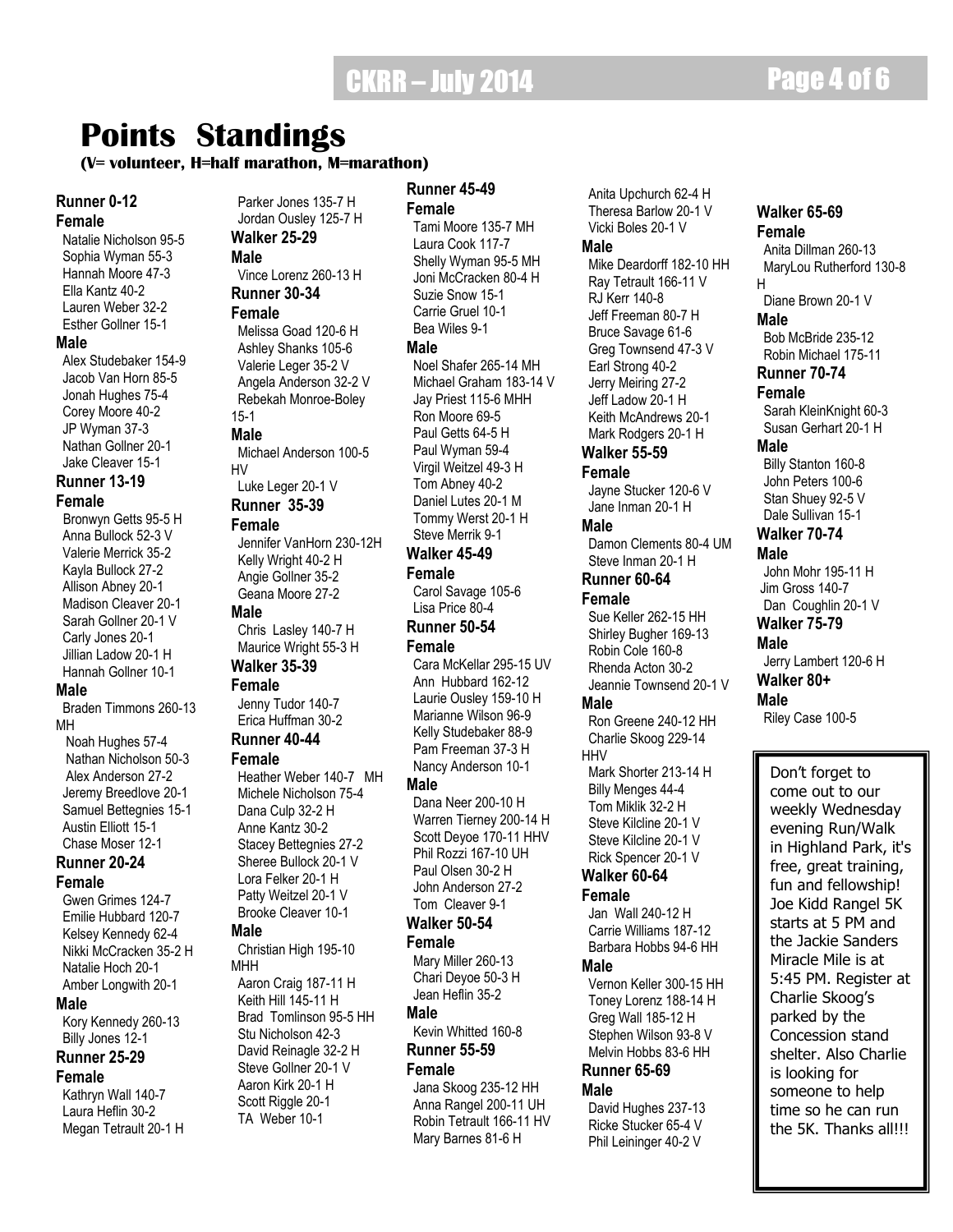# Points Standings

**(V= volunteer, H=half marathon, M=marathon)**

### Runner 0-12

**Female**

Natalie Nicholson 95-5
Sophia Wyman 55-3
Hannah Moore 47-3
Ella Kantz 40-2
Lauren Weber 32-2
Esther Gollner 15-1

**Male**

Alex Studebaker 154-9
Jacob Van Horn 85-5
Jonah Hughes 75-4
Corey Moore 40-2
JP Wyman 37-3
Nathan Gollner 20-1
Jake Cleaver 15-1

### Runner 13-19

**Female**

Bronwyn Getts 95-5 H
Anna Bullock 52-3 V
Valerie Merrick 35-2
Kayla Bullock 27-2
Allison Abney 20-1
Madison Cleaver 20-1
Sarah Gollner 20-1 V
Carly Jones 20-1
Jillian Ladow 20-1 H
Hannah Gollner 10-1

**Male**

Braden Timmons 260-13 MH
Noah Hughes 57-4
Nathan Nicholson 50-3
Alex Anderson 27-2
Jeremy Breedlove 20-1
Samuel Bettegnies 15-1
Austin Elliott 15-1
Chase Moser 12-1

### Runner 20-24

**Female**

Gwen Grimes 124-7
Emilie Hubbard 120-7
Kelsey Kennedy 62-4
Nikki McCracken 35-2 H
Natalie Hoch 20-1
Amber Longwith 20-1

**Male**

Kory Kennedy 260-13
Billy Jones 12-1

### Runner 25-29

**Female**

Kathryn Wall 140-7
Laura Heflin 30-2
Megan Tetrault 20-1 H
Parker Jones 135-7 H
Jordan Ousley 125-7 H

### Walker 25-29

**Male**

Vince Lorenz 260-13 H

### Runner 30-34

**Female**

Melissa Goad 120-6 H
Ashley Shanks 105-6
Valerie Leger 35-2 V
Angela Anderson 32-2 V
Rebekah Monroe-Boley 15-1

**Male**

Michael Anderson 100-5 HV
Luke Leger 20-1 V

### Runner 35-39

**Female**

Jennifer VanHorn 230-12H
Kelly Wright 40-2 H
Angie Gollner 35-2
Geana Moore 27-2

**Male**

Chris Lasley 140-7 H
Maurice Wright 55-3 H

### Walker 35-39

**Female**

Jenny Tudor 140-7
Erica Huffman 30-2

### Runner 40-44

**Female**

Heather Weber 140-7 MH
Michele Nicholson 75-4
Dana Culp 32-2 H
Anne Kantz 30-2
Stacey Bettegnies 27-2
Sheree Bullock 20-1 V
Lora Felker 20-1 H
Patty Weitzel 20-1 V
Brooke Cleaver 10-1

**Male**

Christian High 195-10 MHH
Aaron Craig 187-11 H
Keith Hill 145-11 H
Brad Tomlinson 95-5 HH
Stu Nicholson 42-3
David Reinagle 32-2 H
Steve Gollner 20-1 V
Aaron Kirk 20-1 H
Scott Riggle 20-1
TA Weber 10-1

### Runner 45-49

**Female**

Tami Moore 135-7 MH
Laura Cook 117-7
Shelly Wyman 95-5 MH
Joni McCracken 80-4 H
Suzie Snow 15-1
Carrie Gruel 10-1
Bea Wiles 9-1

**Male**

Noel Shafer 265-14 MH
Michael Graham 183-14 V
Jay Priest 115-6 MHH
Ron Moore 69-5
Paul Getts 64-5 H
Paul Wyman 59-4
Virgil Weitzel 49-3 H
Tom Abney 40-2
Daniel Lutes 20-1 M
Tommy Werst 20-1 H
Steve Merrik 9-1

### Walker 45-49

**Female**

Carol Savage 105-6
Lisa Price 80-4

### Runner 50-54

**Female**

Cara McKellar 295-15 UV
Ann Hubbard 162-12
Laurie Ousley 159-10 H
Marianne Wilson 96-9
Kelly Studebaker 88-9
Pam Freeman 37-3 H
Nancy Anderson 10-1

**Male**

Dana Neer 200-10 H
Warren Tierney 200-14 H
Scott Deyoe 170-11 HHV
Phil Rozzi 167-10 UH
Paul Olsen 30-2 H
John Anderson 27-2
Tom Cleaver 9-1

### Walker 50-54

**Female**

Mary Miller 260-13
Chari Deyoe 50-3 H
Jean Heflin 35-2

**Male**

Kevin Whitted 160-8

### Runner 55-59

**Female**

Jana Skoog 235-12 HH
Anna Rangel 200-11 UH
Robin Tetrault 166-11 HV
Mary Barnes 81-6 H
Anita Upchurch 62-4 H
Theresa Barlow 20-1 V
Vicki Boles 20-1 V

**Male**

Mike Deardorff 182-10 HH
Ray Tetrault 166-11 V
RJ Kerr 140-8
Jeff Freeman 80-7 H
Bruce Savage 61-6
Greg Townsend 47-3 V
Earl Strong 40-2
Jerry Meiring 27-2
Jeff Ladow 20-1 H
Keith McAndrews 20-1
Mark Rodgers 20-1 H

### Walker 55-59

**Female**

Jayne Stucker 120-6 V
Jane Inman 20-1 H

**Male**

Damon Clements 80-4 UM
Steve Inman 20-1 H

### Runner 60-64

**Female**

Sue Keller 262-15 HH
Shirley Bugher 169-13
Robin Cole 160-8
Rhenda Acton 30-2
Jeannie Townsend 20-1 V

**Male**

Ron Greene 240-12 HH
Charlie Skoog 229-14 HHV
Mark Shorter 213-14 H
Billy Menges 44-4
Tom Miklik 32-2 H
Steve Kilcline 20-1 V
Steve Kilcline 20-1 V
Rick Spencer 20-1 V

### Walker 60-64

**Female**

Jan Wall 240-12 H
Carrie Williams 187-12
Barbara Hobbs 94-6 HH

**Male**

Vernon Keller 300-15 HH
Toney Lorenz 188-14 H
Greg Wall 185-12 H
Stephen Wilson 93-8 V
Melvin Hobbs 83-6 HH

### Runner 65-69

**Male**

David Hughes 237-13
Ricke Stucker 65-4 V
Phil Leininger 40-2 V

### Walker 65-69

**Female**

Anita Dillman 260-13
MaryLou Rutherford 130-8 H
Diane Brown 20-1 V

**Male**

Bob McBride 235-12
Robin Michael 175-11

### Runner 70-74

**Female**

Sarah KleinKnight 60-3
Susan Gerhart 20-1 H

**Male**

Billy Stanton 160-8
John Peters 100-6
Stan Shuey 92-5 V
Dale Sullivan 15-1

### Walker 70-74

**Male**

John Mohr 195-11 H
Jim Gross 140-7
Dan Coughlin 20-1 V

### Walker 75-79

**Male**

Jerry Lambert 120-6 H

### Walker 80+

**Male**

Riley Case 100-5

---

Don't forget to come out to our weekly Wednesday evening Run/Walk in Highland Park, it's free, great training, fun and fellowship! Joe Kidd Rangel 5K starts at 5 PM and the Jackie Sanders Miracle Mile is at 5:45 PM. Register at Charlie Skoog's parked by the Concession stand shelter. Also Charlie is looking for someone to help time so he can run the 5K. Thanks all!!!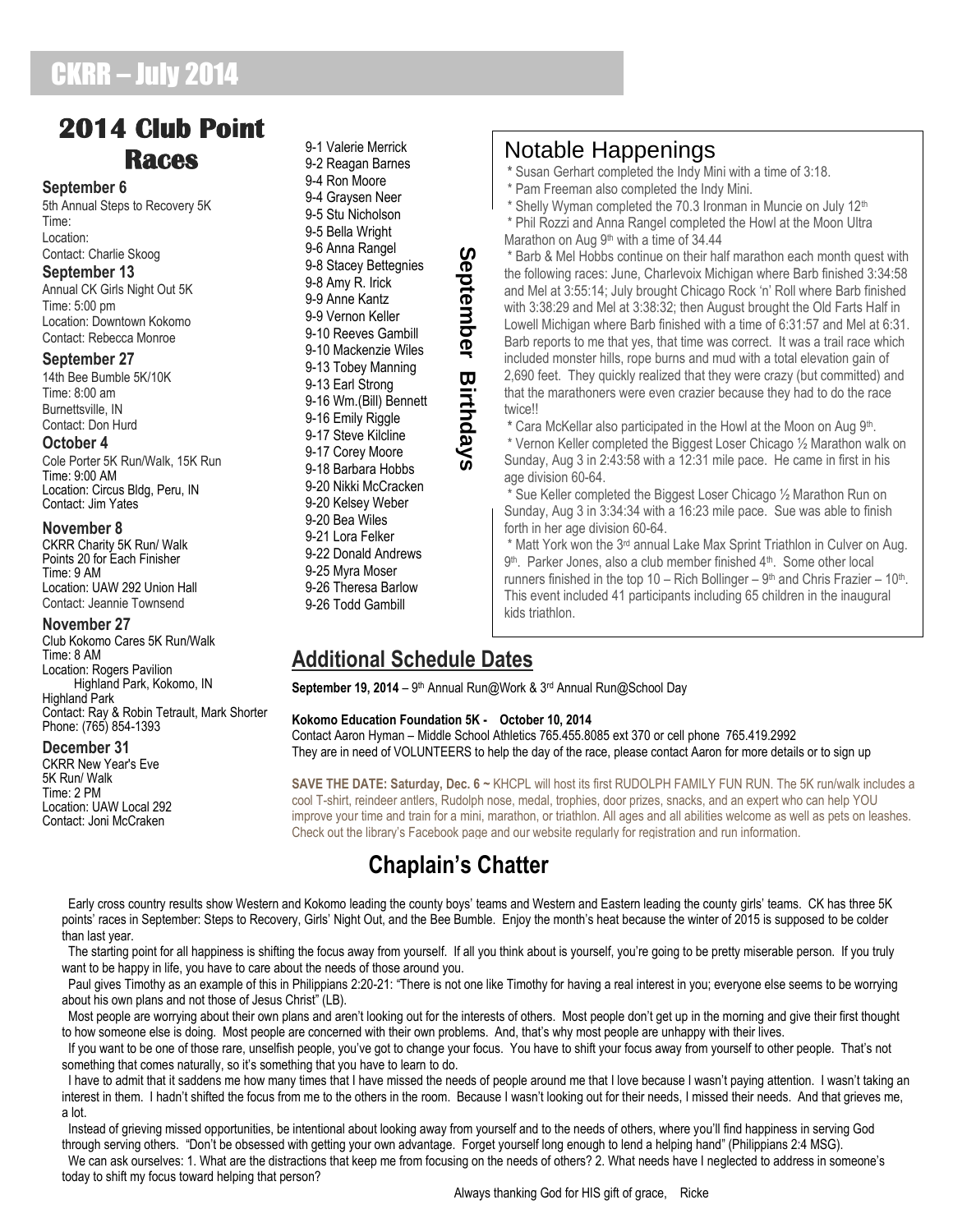## 2014 Club Point Races

**September 6**
5th Annual Steps to Recovery 5K
Time:
Location:
Contact: Charlie Skoog

**September 13**
Annual CK Girls Night Out 5K
Time: 5:00 pm
Location: Downtown Kokomo
Contact: Rebecca Monroe

**September 27**
14th Bee Bumble 5K/10K
Time: 8:00 am
Burnettsville, IN
Contact: Don Hurd

**October 4**
Cole Porter 5K Run/Walk, 15K Run
Time: 9:00 AM
Location: Circus Bldg, Peru, IN
Contact: Jim Yates

**November 8**
CKRR Charity 5K Run/ Walk
Points 20 for Each Finisher
Time: 9 AM
Location: UAW 292 Union Hall
Contact: Jeannie Townsend

**November 27**
Club Kokomo Cares 5K Run/Walk
Time: 8 AM
Location: Rogers Pavilion
Highland Park, Kokomo, IN
Highland Park
Contact: Ray & Robin Tetrault, Mark Shorter
Phone: (765) 854-1393

**December 31**
CKRR New Year's Eve
5K Run/ Walk
Time: 2 PM
Location: UAW Local 292
Contact: Joni McCraken

## September Birthdays

9-1 Valerie Merrick
9-2 Reagan Barnes
9-4 Ron Moore
9-4 Graysen Neer
9-4 Stu Nicholson
9-5 Bella Wright
9-6 Anna Rangel
9-8 Stacey Bettegnies
9-8 Amy R. Irick
9-9 Anne Kantz
9-9 Vernon Keller
9-10 Reeves Gambill
9-10 Mackenzie Wiles
9-13 Tobey Manning
9-13 Earl Strong
9-16 Wm.(Bill) Bennett
9-16 Emily Riggle
9-17 Steve Kilcline
9-17 Corey Moore
9-18 Barbara Hobbs
9-20 Nikki McCracken
9-20 Kelsey Weber
9-20 Bea Wiles
9-21 Lora Felker
9-22 Donald Andrews
9-25 Myra Moser
9-26 Theresa Barlow
9-26 Todd Gambill

## Notable Happenings

* Susan Gerhart completed the Indy Mini with a time of 3:18.
* Pam Freeman also completed the Indy Mini.
* Shelly Wyman completed the 70.3 Ironman in Muncie on July 12th
* Phil Rozzi and Anna Rangel completed the Howl at the Moon Ultra Marathon on Aug 9th with a time of 34.44
* Barb & Mel Hobbs continue on their half marathon each month quest with the following races: June, Charlevoix Michigan where Barb finished 3:34:58 and Mel at 3:55:14; July brought Chicago Rock 'n' Roll where Barb finished with 3:38:29 and Mel at 3:38:32; then August brought the Old Farts Half in Lowell Michigan where Barb finished with a time of 6:31:57 and Mel at 6:31. Barb reports to me that yes, that time was correct. It was a trail race which included monster hills, rope burns and mud with a total elevation gain of 2,690 feet. They quickly realized that they were crazy (but committed) and that the marathoners were even crazier because they had to do the race twice!!
* Cara McKellar also participated in the Howl at the Moon on Aug 9th.
* Vernon Keller completed the Biggest Loser Chicago ½ Marathon walk on Sunday, Aug 3 in 2:43:58 with a 12:31 mile pace. He came in first in his age division 60-64.
* Sue Keller completed the Biggest Loser Chicago ½ Marathon Run on Sunday, Aug 3 in 3:34:34 with a 16:23 mile pace. Sue was able to finish forth in her age division 60-64.
* Matt York won the 3rd annual Lake Max Sprint Triathlon in Culver on Aug. 9th. Parker Jones, also a club member finished 4th. Some other local runners finished in the top 10 – Rich Bollinger – 9th and Chris Frazier – 10th. This event included 41 participants including 65 children in the inaugural kids triathlon.

## Additional Schedule Dates

**September 19, 2014** – 9th Annual Run@Work & 3rd Annual Run@School Day

**Kokomo Education Foundation 5K - October 10, 2014**
Contact Aaron Hyman – Middle School Athletics 765.455.8085 ext 370 or cell phone 765.419.2992
They are in need of VOLUNTEERS to help the day of the race, please contact Aaron for more details or to sign up

**SAVE THE DATE: Saturday, Dec. 6 ~** KHCPL will host its first RUDOLPH FAMILY FUN RUN. The 5K run/walk includes a cool T-shirt, reindeer antlers, Rudolph nose, medal, trophies, door prizes, snacks, and an expert who can help YOU improve your time and train for a mini, marathon, or triathlon. All ages and all abilities welcome as well as pets on leashes. Check out the library's Facebook page and our website regularly for registration and run information.

## Chaplain's Chatter

Early cross country results show Western and Kokomo leading the county boys' teams and Western and Eastern leading the county girls' teams. CK has three 5K points' races in September: Steps to Recovery, Girls' Night Out, and the Bee Bumble. Enjoy the month's heat because the winter of 2015 is supposed to be colder than last year.

The starting point for all happiness is shifting the focus away from yourself. If all you think about is yourself, you're going to be pretty miserable person. If you truly want to be happy in life, you have to care about the needs of those around you.

Paul gives Timothy as an example of this in Philippians 2:20-21: "There is not one like Timothy for having a real interest in you; everyone else seems to be worrying about his own plans and not those of Jesus Christ" (LB).

Most people are worrying about their own plans and aren't looking out for the interests of others. Most people don't get up in the morning and give their first thought to how someone else is doing. Most people are concerned with their own problems. And, that's why most people are unhappy with their lives.

If you want to be one of those rare, unselfish people, you've got to change your focus. You have to shift your focus away from yourself to other people. That's not something that comes naturally, so it's something that you have to learn to do.

I have to admit that it saddens me how many times that I have missed the needs of people around me that I love because I wasn't paying attention. I wasn't taking an interest in them. I hadn't shifted the focus from me to the others in the room. Because I wasn't looking out for their needs, I missed their needs. And that grieves me, a lot.

Instead of grieving missed opportunities, be intentional about looking away from yourself and to the needs of others, where you'll find happiness in serving God through serving others. "Don't be obsessed with getting your own advantage. Forget yourself long enough to lend a helping hand" (Philippians 2:4 MSG).

We can ask ourselves: 1. What are the distractions that keep me from focusing on the needs of others? 2. What needs have I neglected to address in someone's today to shift my focus toward helping that person?

Always thanking God for HIS gift of grace, Ricke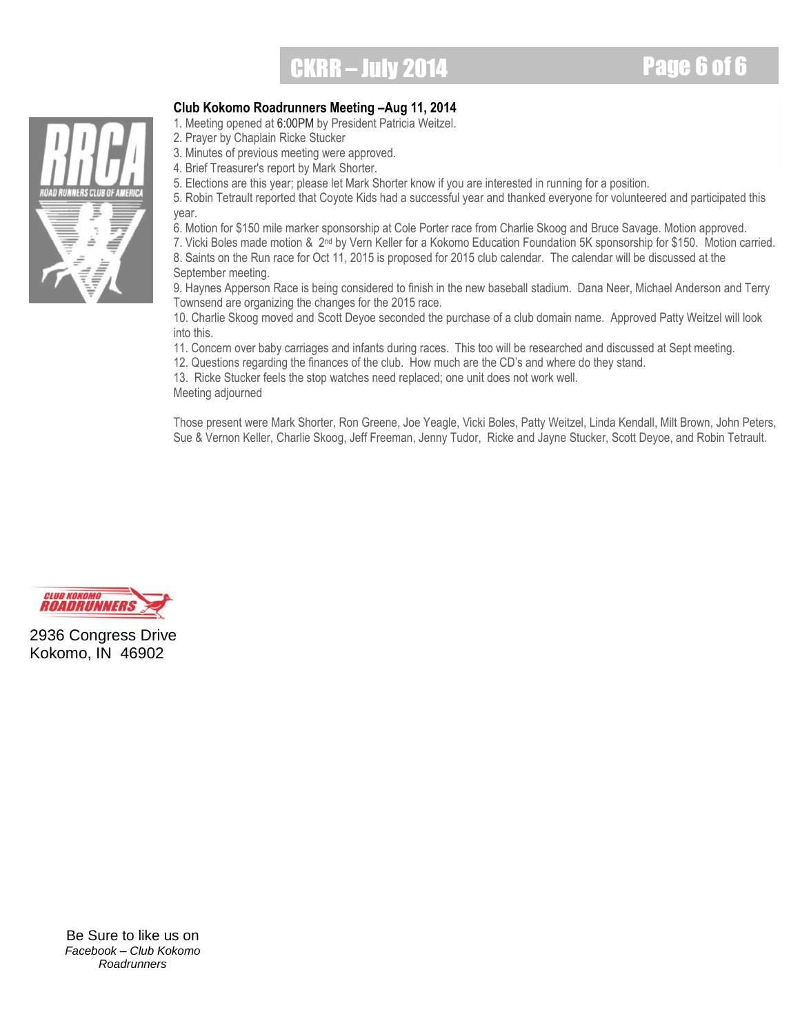### Club Kokomo Roadrunners Meeting –Aug 11, 2014

1. Meeting opened at 6:00PM by President Patricia Weitzel.
2. Prayer by Chaplain Ricke Stucker
3. Minutes of previous meeting were approved.
4. Brief Treasurer's report by Mark Shorter.
5. Elections are this year; please let Mark Shorter know if you are interested in running for a position.
5. Robin Tetrault reported that Coyote Kids had a successful year and thanked everyone for volunteered and participated this year.
6. Motion for $150 mile marker sponsorship at Cole Porter race from Charlie Skoog and Bruce Savage. Motion approved.
7. Vicki Boles made motion & 2nd by Vern Keller for a Kokomo Education Foundation 5K sponsorship for $150. Motion carried.
8. Saints on the Run race for Oct 11, 2015 is proposed for 2015 club calendar. The calendar will be discussed at the September meeting.
9. Haynes Apperson Race is being considered to finish in the new baseball stadium. Dana Neer, Michael Anderson and Terry Townsend are organizing the changes for the 2015 race.
10. Charlie Skoog moved and Scott Deyoe seconded the purchase of a club domain name. Approved Patty Weitzel will look into this.
11. Concern over baby carriages and infants during races. This too will be researched and discussed at Sept meeting.
12. Questions regarding the finances of the club. How much are the CD's and where do they stand.
13. Ricke Stucker feels the stop watches need replaced; one unit does not work well.

Meeting adjourned

Those present were Mark Shorter, Ron Greene, Joe Yeagle, Vicki Boles, Patty Weitzel, Linda Kendall, Milt Brown, John Peters, Sue & Vernon Keller, Charlie Skoog, Jeff Freeman, Jenny Tudor, Ricke and Jayne Stucker, Scott Deyoe, and Robin Tetrault.

CLUB KOKOMO ROADRUNNERS

2936 Congress Drive
Kokomo, IN 46902

Be Sure to like us on
*Facebook – Club Kokomo Roadrunners*